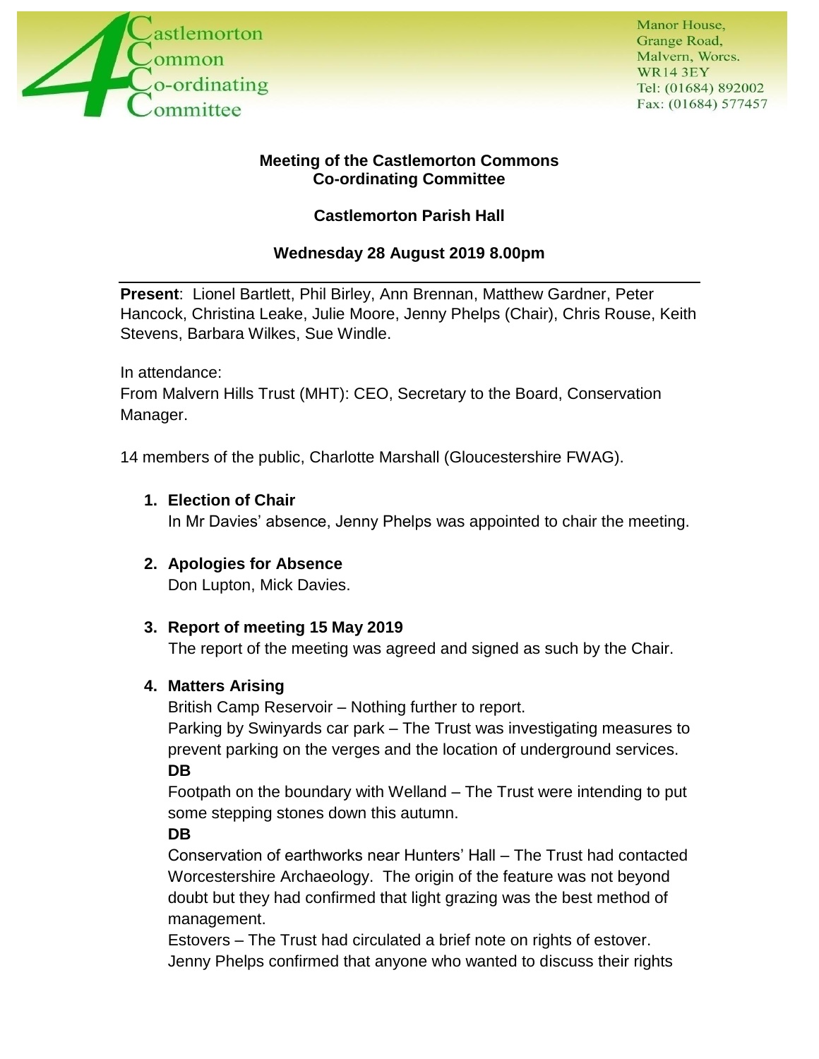Castlemorton Common Co-ordinating Committee

Manor House,
Grange Road,
Malvern, Worcs.
WR14 3EY
Tel: (01684) 892002
Fax: (01684) 577457

**Meeting of the Castlemorton Commons Co-ordinating Committee**

**Castlemorton Parish Hall**

**Wednesday 28 August 2019 8.00pm**

---

**Present**: Lionel Bartlett, Phil Birley, Ann Brennan, Matthew Gardner, Peter Hancock, Christina Leake, Julie Moore, Jenny Phelps (Chair), Chris Rouse, Keith Stevens, Barbara Wilkes, Sue Windle.

In attendance:
From Malvern Hills Trust (MHT): CEO, Secretary to the Board, Conservation Manager.

14 members of the public, Charlotte Marshall (Gloucestershire FWAG).

1. **Election of Chair**
   In Mr Davies' absence, Jenny Phelps was appointed to chair the meeting.

2. **Apologies for Absence**
   Don Lupton, Mick Davies.

3. **Report of meeting 15 May 2019**
   The report of the meeting was agreed and signed as such by the Chair.

4. **Matters Arising**
   British Camp Reservoir – Nothing further to report.
   Parking by Swinyards car park – The Trust was investigating measures to prevent parking on the verges and the location of underground services.
   **DB**
   Footpath on the boundary with Welland – The Trust were intending to put some stepping stones down this autumn.
   **DB**
   Conservation of earthworks near Hunters' Hall – The Trust had contacted Worcestershire Archaeology. The origin of the feature was not beyond doubt but they had confirmed that light grazing was the best method of management.
   Estovers – The Trust had circulated a brief note on rights of estover. Jenny Phelps confirmed that anyone who wanted to discuss their rights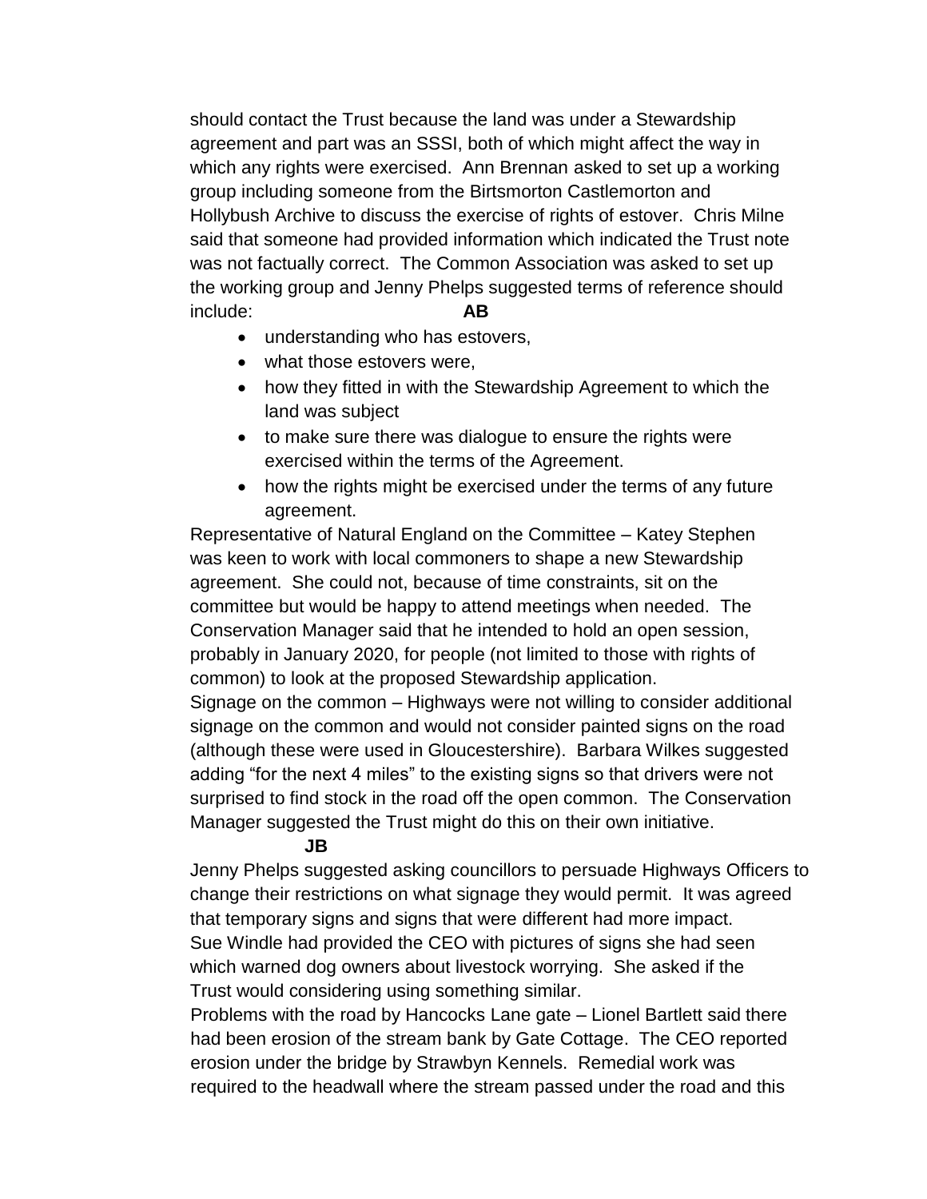should contact the Trust because the land was under a Stewardship agreement and part was an SSSI, both of which might affect the way in which any rights were exercised. Ann Brennan asked to set up a working group including someone from the Birtsmorton Castlemorton and Hollybush Archive to discuss the exercise of rights of estover. Chris Milne said that someone had provided information which indicated the Trust note was not factually correct. The Common Association was asked to set up the working group and Jenny Phelps suggested terms of reference should include: **AB**

- understanding who has estovers,
- what those estovers were,
- how they fitted in with the Stewardship Agreement to which the land was subject
- to make sure there was dialogue to ensure the rights were exercised within the terms of the Agreement.
- how the rights might be exercised under the terms of any future agreement.

Representative of Natural England on the Committee – Katey Stephen was keen to work with local commoners to shape a new Stewardship agreement. She could not, because of time constraints, sit on the committee but would be happy to attend meetings when needed. The Conservation Manager said that he intended to hold an open session, probably in January 2020, for people (not limited to those with rights of common) to look at the proposed Stewardship application.

Signage on the common – Highways were not willing to consider additional signage on the common and would not consider painted signs on the road (although these were used in Gloucestershire). Barbara Wilkes suggested adding "for the next 4 miles" to the existing signs so that drivers were not surprised to find stock in the road off the open common. The Conservation Manager suggested the Trust might do this on their own initiative. **JB**

Jenny Phelps suggested asking councillors to persuade Highways Officers to change their restrictions on what signage they would permit. It was agreed that temporary signs and signs that were different had more impact.

Sue Windle had provided the CEO with pictures of signs she had seen which warned dog owners about livestock worrying. She asked if the Trust would considering using something similar.

Problems with the road by Hancocks Lane gate – Lionel Bartlett said there had been erosion of the stream bank by Gate Cottage. The CEO reported erosion under the bridge by Strawbyn Kennels. Remedial work was required to the headwall where the stream passed under the road and this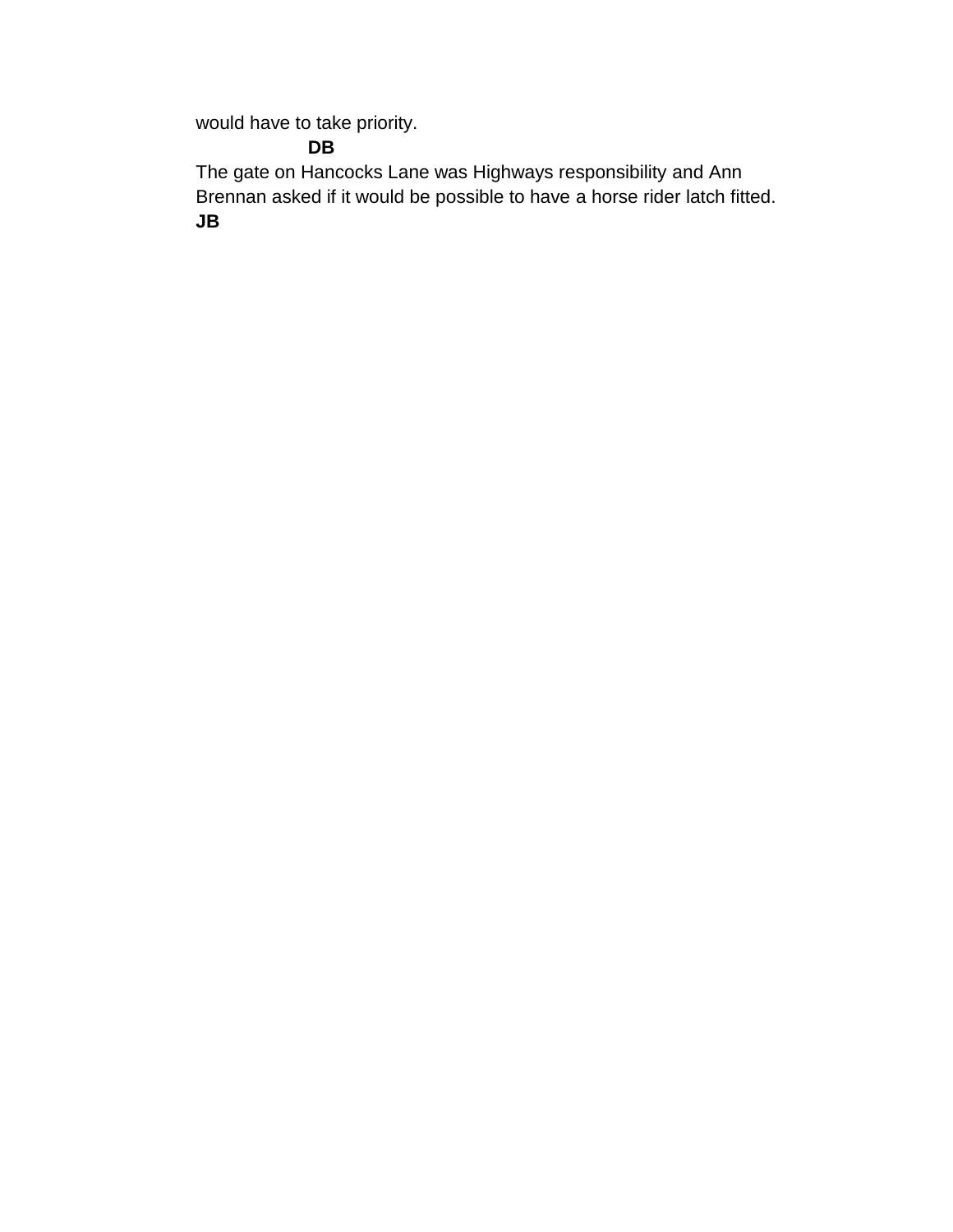would have to take priority.

**DB**

The gate on Hancocks Lane was Highways responsibility and Ann Brennan asked if it would be possible to have a horse rider latch fitted.

**JB**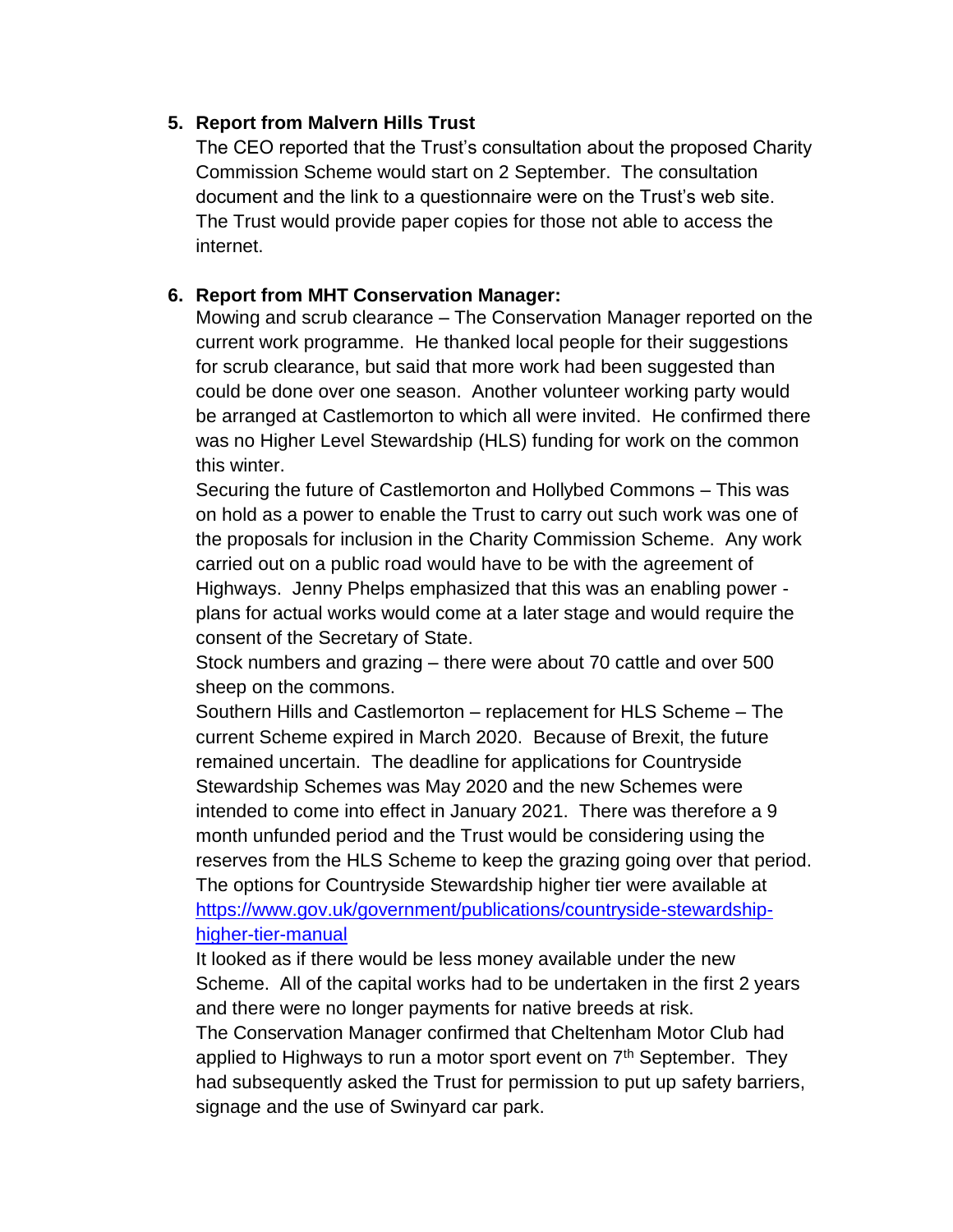5. **Report from Malvern Hills Trust**

   The CEO reported that the Trust's consultation about the proposed Charity Commission Scheme would start on 2 September. The consultation document and the link to a questionnaire were on the Trust's web site. The Trust would provide paper copies for those not able to access the internet.

6. **Report from MHT Conservation Manager:**

   Mowing and scrub clearance – The Conservation Manager reported on the current work programme. He thanked local people for their suggestions for scrub clearance, but said that more work had been suggested than could be done over one season. Another volunteer working party would be arranged at Castlemorton to which all were invited. He confirmed there was no Higher Level Stewardship (HLS) funding for work on the common this winter.

   Securing the future of Castlemorton and Hollybed Commons – This was on hold as a power to enable the Trust to carry out such work was one of the proposals for inclusion in the Charity Commission Scheme. Any work carried out on a public road would have to be with the agreement of Highways. Jenny Phelps emphasized that this was an enabling power - plans for actual works would come at a later stage and would require the consent of the Secretary of State.

   Stock numbers and grazing – there were about 70 cattle and over 500 sheep on the commons.

   Southern Hills and Castlemorton – replacement for HLS Scheme – The current Scheme expired in March 2020. Because of Brexit, the future remained uncertain. The deadline for applications for Countryside Stewardship Schemes was May 2020 and the new Schemes were intended to come into effect in January 2021. There was therefore a 9 month unfunded period and the Trust would be considering using the reserves from the HLS Scheme to keep the grazing going over that period. The options for Countryside Stewardship higher tier were available at [https://www.gov.uk/government/publications/countryside-stewardship-higher-tier-manual](https://www.gov.uk/government/publications/countryside-stewardship-higher-tier-manual)

   It looked as if there would be less money available under the new Scheme. All of the capital works had to be undertaken in the first 2 years and there were no longer payments for native breeds at risk.

   The Conservation Manager confirmed that Cheltenham Motor Club had applied to Highways to run a motor sport event on 7th September. They had subsequently asked the Trust for permission to put up safety barriers, signage and the use of Swinyard car park.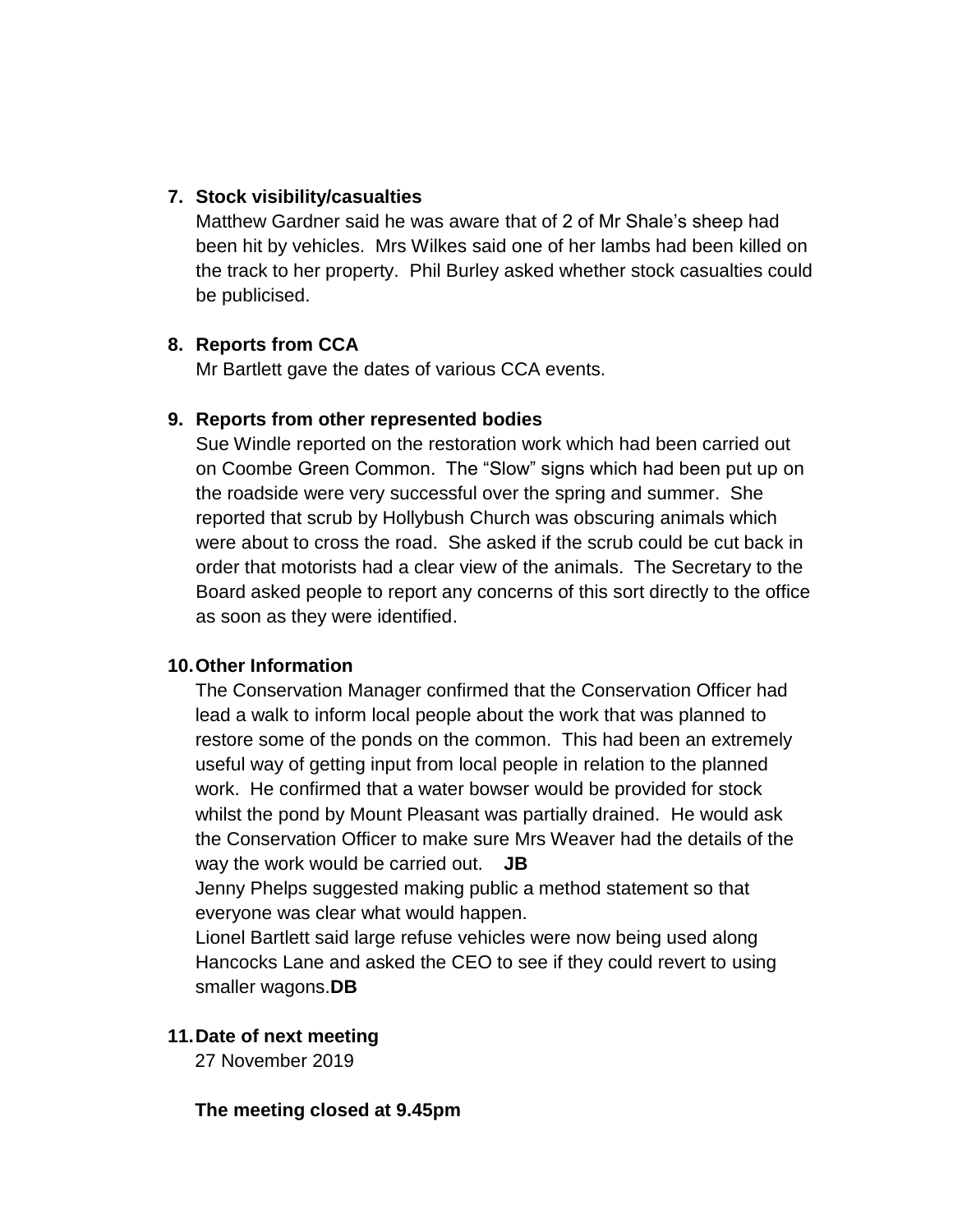7. **Stock visibility/casualties**

   Matthew Gardner said he was aware that of 2 of Mr Shale's sheep had been hit by vehicles. Mrs Wilkes said one of her lambs had been killed on the track to her property. Phil Burley asked whether stock casualties could be publicised.

8. **Reports from CCA**

   Mr Bartlett gave the dates of various CCA events.

9. **Reports from other represented bodies**

   Sue Windle reported on the restoration work which had been carried out on Coombe Green Common. The "Slow" signs which had been put up on the roadside were very successful over the spring and summer. She reported that scrub by Hollybush Church was obscuring animals which were about to cross the road. She asked if the scrub could be cut back in order that motorists had a clear view of the animals. The Secretary to the Board asked people to report any concerns of this sort directly to the office as soon as they were identified.

10. **Other Information**

    The Conservation Manager confirmed that the Conservation Officer had lead a walk to inform local people about the work that was planned to restore some of the ponds on the common. This had been an extremely useful way of getting input from local people in relation to the planned work. He confirmed that a water bowser would be provided for stock whilst the pond by Mount Pleasant was partially drained. He would ask the Conservation Officer to make sure Mrs Weaver had the details of the way the work would be carried out. **JB**

    Jenny Phelps suggested making public a method statement so that everyone was clear what would happen.

    Lionel Bartlett said large refuse vehicles were now being used along Hancocks Lane and asked the CEO to see if they could revert to using smaller wagons.**DB**

11. **Date of next meeting**

    27 November 2019

**The meeting closed at 9.45pm**